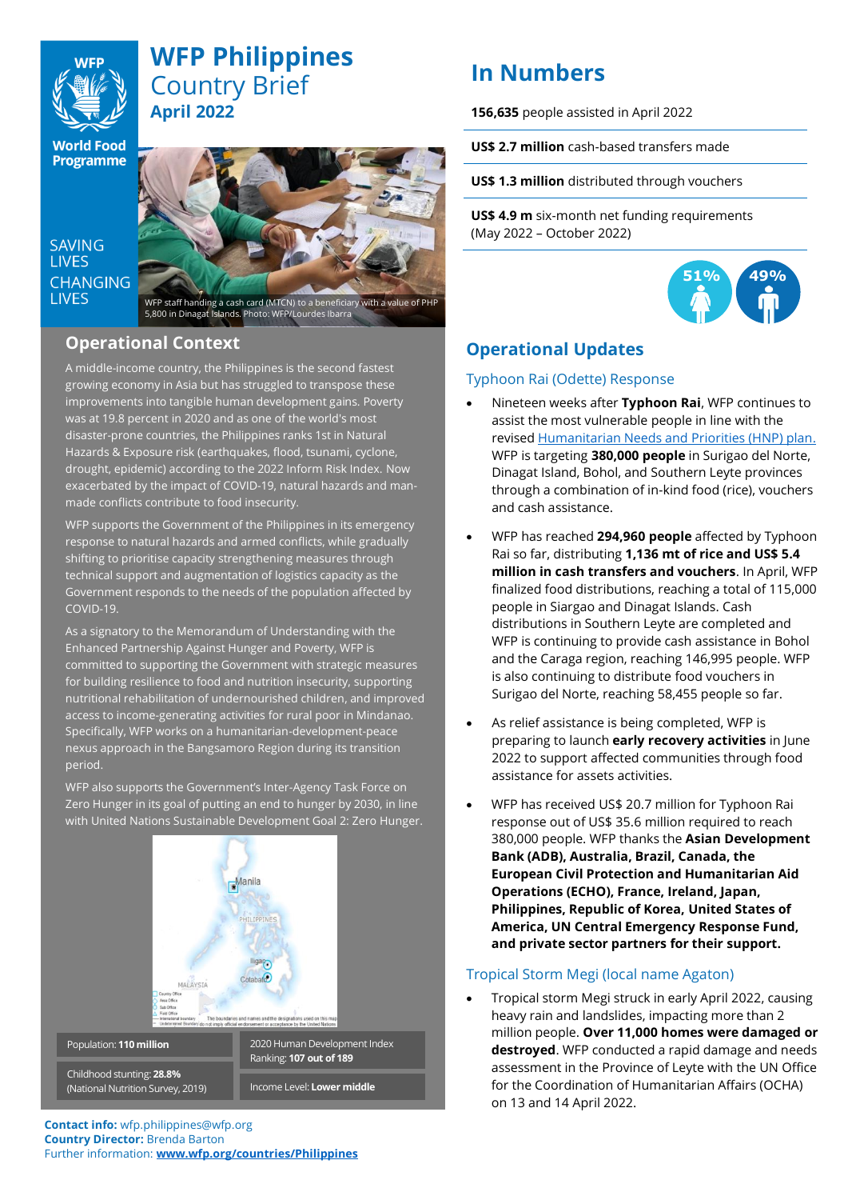# WFP Philippines Country Brief

**April 2022**

SAVING LIVES CHANGING LIVES

WFP staff handing a cash card (MTCN) to a beneficiary with a value of PHP 5,800 in Dinagat Islands. Photo: WFP/Lourdes Ibarra

## Operational Context

A middle-income country, the Philippines is the second fastest growing economy in Asia but has struggled to transpose these improvements into tangible human development gains. Poverty was at 19.8 percent in 2020 and as one of the world's most disaster-prone countries, the Philippines ranks 1st in Natural Hazards & Exposure risk (earthquakes, flood, tsunami, cyclone, drought, epidemic) according to the 2022 Inform Risk Index. Now exacerbated by the impact of COVID-19, natural hazards and man-made conflicts contribute to food insecurity.

WFP supports the Government of the Philippines in its emergency response to natural hazards and armed conflicts, while gradually shifting to prioritise capacity strengthening measures through technical support and augmentation of logistics capacity as the Government responds to the needs of the population affected by COVID-19.

As a signatory to the Memorandum of Understanding with the Enhanced Partnership Against Hunger and Poverty, WFP is committed to supporting the Government with strategic measures for building resilience to food and nutrition insecurity, supporting nutritional rehabilitation of undernourished children, and improved access to income-generating activities for rural poor in Mindanao. Specifically, WFP works on a humanitarian-development-peace nexus approach in the Bangsamoro Region during its transition period.

WFP also supports the Government's Inter-Agency Task Force on Zero Hunger in its goal of putting an end to hunger by 2030, in line with United Nations Sustainable Development Goal 2: Zero Hunger.

| | |
|---|---|
| Population: **110 million** | 2020 Human Development Index Ranking: **107 out of 189** |
| Childhood stunting: **28.8%** (National Nutrition Survey, 2019) | Income Level: **Lower middle** |

**Contact info:** wfp.philippines@wfp.org
**Country Director:** Brenda Barton
Further information: **www.wfp.org/countries/Philippines**

## In Numbers

**156,635** people assisted in April 2022

**US$ 2.7 million** cash-based transfers made

**US$ 1.3 million** distributed through vouchers

**US$ 4.9 m** six-month net funding requirements (May 2022 – October 2022)

51% 49%

## Operational Updates

### Typhoon Rai (Odette) Response

- Nineteen weeks after **Typhoon Rai**, WFP continues to assist the most vulnerable people in line with the revised Humanitarian Needs and Priorities (HNP) plan. WFP is targeting **380,000 people** in Surigao del Norte, Dinagat Island, Bohol, and Southern Leyte provinces through a combination of in-kind food (rice), vouchers and cash assistance.
- WFP has reached **294,960 people** affected by Typhoon Rai so far, distributing **1,136 mt of rice and US$ 5.4 million in cash transfers and vouchers**. In April, WFP finalized food distributions, reaching a total of 115,000 people in Siargao and Dinagat Islands. Cash distributions in Southern Leyte are completed and WFP is continuing to provide cash assistance in Bohol and the Caraga region, reaching 146,995 people. WFP is also continuing to distribute food vouchers in Surigao del Norte, reaching 58,455 people so far.
- As relief assistance is being completed, WFP is preparing to launch **early recovery activities** in June 2022 to support affected communities through food assistance for assets activities.
- WFP has received US$ 20.7 million for Typhoon Rai response out of US$ 35.6 million required to reach 380,000 people. WFP thanks the **Asian Development Bank (ADB), Australia, Brazil, Canada, the European Civil Protection and Humanitarian Aid Operations (ECHO), France, Ireland, Japan, Philippines, Republic of Korea, United States of America, UN Central Emergency Response Fund, and private sector partners for their support.**

### Tropical Storm Megi (local name Agaton)

- Tropical storm Megi struck in early April 2022, causing heavy rain and landslides, impacting more than 2 million people. **Over 11,000 homes were damaged or destroyed**. WFP conducted a rapid damage and needs assessment in the Province of Leyte with the UN Office for the Coordination of Humanitarian Affairs (OCHA) on 13 and 14 April 2022.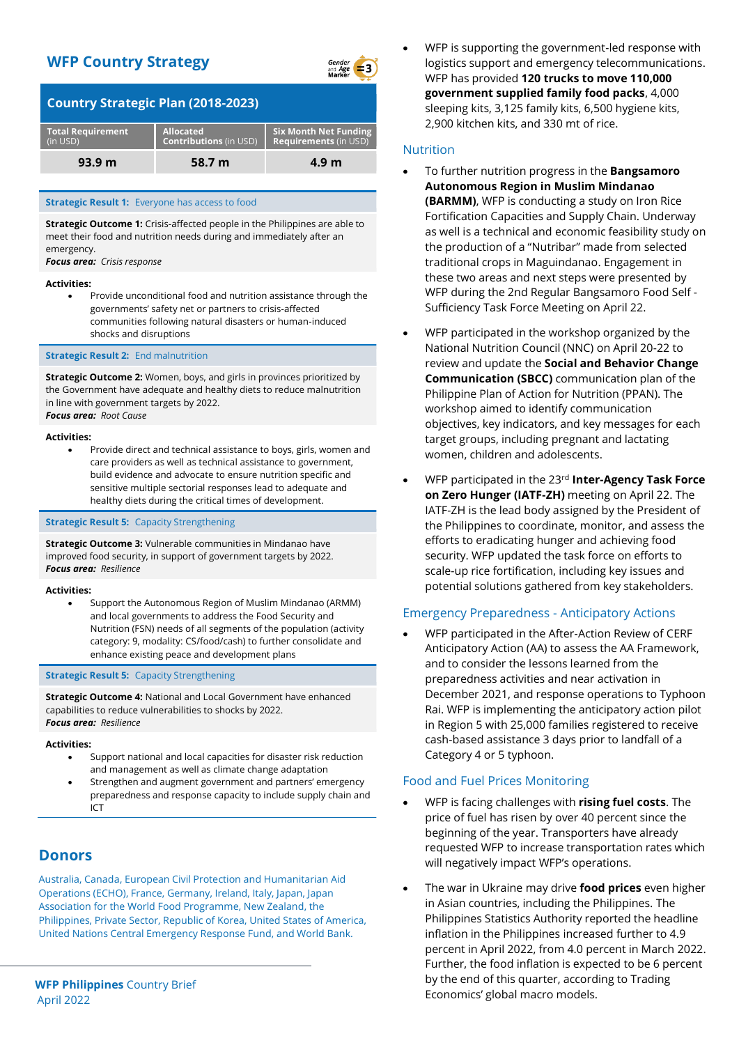## WFP Country Strategy

Gender and Age Marker =3

### Country Strategic Plan (2018-2023)

| Total Requirement (in USD) | Allocated Contributions (in USD) | Six Month Net Funding Requirements (in USD) |
|---|---|---|
| 93.9 m | 58.7 m | 4.9 m |

**Strategic Result 1:** Everyone has access to food

**Strategic Outcome 1:** Crisis-affected people in the Philippines are able to meet their food and nutrition needs during and immediately after an emergency.

***Focus area:*** *Crisis response*

**Activities:**

- Provide unconditional food and nutrition assistance through the governments' safety net or partners to crisis-affected communities following natural disasters or human-induced shocks and disruptions

**Strategic Result 2:** End malnutrition

**Strategic Outcome 2:** Women, boys, and girls in provinces prioritized by the Government have adequate and healthy diets to reduce malnutrition in line with government targets by 2022.

***Focus area:*** *Root Cause*

**Activities:**

- Provide direct and technical assistance to boys, girls, women and care providers as well as technical assistance to government, build evidence and advocate to ensure nutrition specific and sensitive multiple sectorial responses lead to adequate and healthy diets during the critical times of development.

**Strategic Result 5:** Capacity Strengthening

**Strategic Outcome 3:** Vulnerable communities in Mindanao have improved food security, in support of government targets by 2022.

***Focus area:*** *Resilience*

**Activities:**

- Support the Autonomous Region of Muslim Mindanao (ARMM) and local governments to address the Food Security and Nutrition (FSN) needs of all segments of the population (activity category: 9, modality: CS/food/cash) to further consolidate and enhance existing peace and development plans

**Strategic Result 5:** Capacity Strengthening

**Strategic Outcome 4:** National and Local Government have enhanced capabilities to reduce vulnerabilities to shocks by 2022.

***Focus area:*** *Resilience*

**Activities:**

- Support national and local capacities for disaster risk reduction and management as well as climate change adaptation
- Strengthen and augment government and partners' emergency preparedness and response capacity to include supply chain and ICT

## Donors

Australia, Canada, European Civil Protection and Humanitarian Aid Operations (ECHO), France, Germany, Ireland, Italy, Japan, Japan Association for the World Food Programme, New Zealand, the Philippines, Private Sector, Republic of Korea, United States of America, United Nations Central Emergency Response Fund, and World Bank.

- WFP is supporting the government-led response with logistics support and emergency telecommunications. WFP has provided **120 trucks to move 110,000 government supplied family food packs**, 4,000 sleeping kits, 3,125 family kits, 6,500 hygiene kits, 2,900 kitchen kits, and 330 mt of rice.

### Nutrition

- To further nutrition progress in the **Bangsamoro Autonomous Region in Muslim Mindanao (BARMM)**, WFP is conducting a study on Iron Rice Fortification Capacities and Supply Chain. Underway as well is a technical and economic feasibility study on the production of a "Nutribar" made from selected traditional crops in Maguindanao. Engagement in these two areas and next steps were presented by WFP during the 2nd Regular Bangsamoro Food Self - Sufficiency Task Force Meeting on April 22.

- WFP participated in the workshop organized by the National Nutrition Council (NNC) on April 20-22 to review and update the **Social and Behavior Change Communication (SBCC)** communication plan of the Philippine Plan of Action for Nutrition (PPAN). The workshop aimed to identify communication objectives, key indicators, and key messages for each target groups, including pregnant and lactating women, children and adolescents.

- WFP participated in the 23rd **Inter-Agency Task Force on Zero Hunger (IATF-ZH)** meeting on April 22. The IATF-ZH is the lead body assigned by the President of the Philippines to coordinate, monitor, and assess the efforts to eradicating hunger and achieving food security. WFP updated the task force on efforts to scale-up rice fortification, including key issues and potential solutions gathered from key stakeholders.

### Emergency Preparedness - Anticipatory Actions

- WFP participated in the After-Action Review of CERF Anticipatory Action (AA) to assess the AA Framework, and to consider the lessons learned from the preparedness activities and near activation in December 2021, and response operations to Typhoon Rai. WFP is implementing the anticipatory action pilot in Region 5 with 25,000 families registered to receive cash-based assistance 3 days prior to landfall of a Category 4 or 5 typhoon.

### Food and Fuel Prices Monitoring

- WFP is facing challenges with **rising fuel costs**. The price of fuel has risen by over 40 percent since the beginning of the year. Transporters have already requested WFP to increase transportation rates which will negatively impact WFP's operations.

- The war in Ukraine may drive **food prices** even higher in Asian countries, including the Philippines. The Philippines Statistics Authority reported the headline inflation in the Philippines increased further to 4.9 percent in April 2022, from 4.0 percent in March 2022. Further, the food inflation is expected to be 6 percent by the end of this quarter, according to Trading Economics' global macro models.